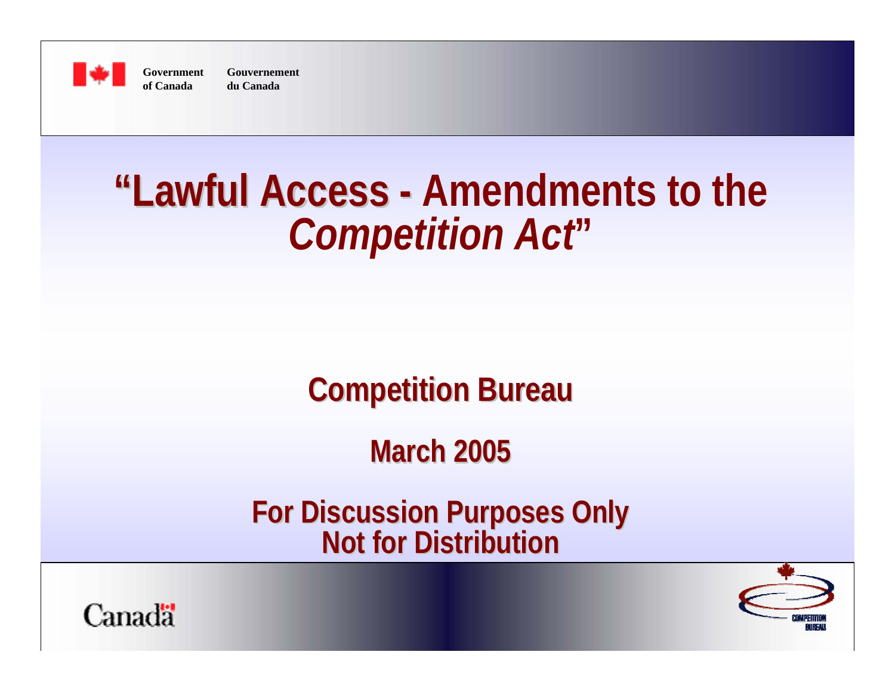Government of Canada | Gouvernement du Canada

# "Lawful Access - Amendments to the *Competition Act*"

## Competition Bureau

## March 2005

## For Discussion Purposes Only
## Not for Distribution

Canada

COMPETITION BUREAU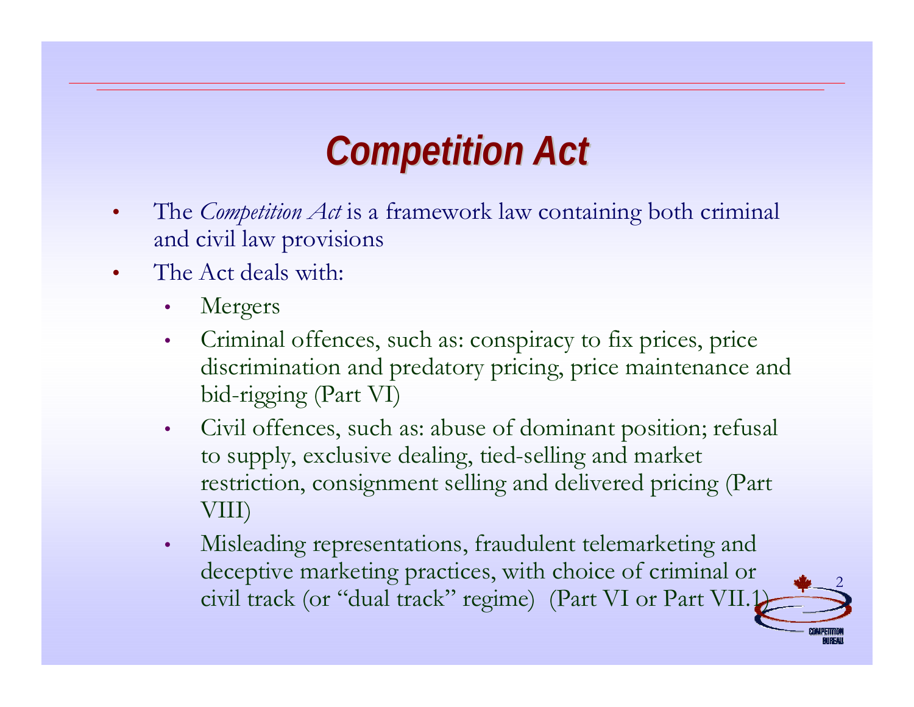# Competition Act

- The *Competition Act* is a framework law containing both criminal and civil law provisions
- The Act deals with:
  - Mergers
  - Criminal offences, such as: conspiracy to fix prices, price discrimination and predatory pricing, price maintenance and bid-rigging (Part VI)
  - Civil offences, such as: abuse of dominant position; refusal to supply, exclusive dealing, tied-selling and market restriction, consignment selling and delivered pricing (Part VIII)
  - Misleading representations, fraudulent telemarketing and deceptive marketing practices, with choice of criminal or civil track (or "dual track" regime) (Part VI or Part VII.1)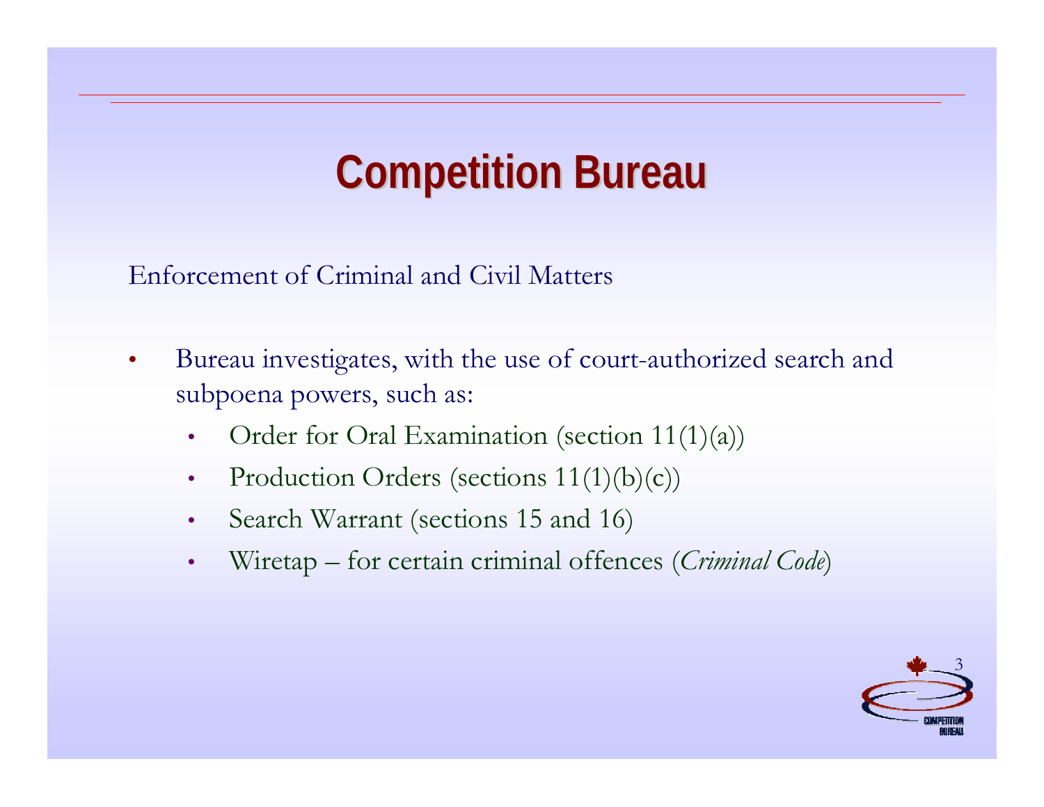# Competition Bureau

Enforcement of Criminal and Civil Matters

- Bureau investigates, with the use of court-authorized search and subpoena powers, such as:
  - Order for Oral Examination (section 11(1)(a))
  - Production Orders (sections 11(1)(b)(c))
  - Search Warrant (sections 15 and 16)
  - Wiretap – for certain criminal offences (*Criminal Code*)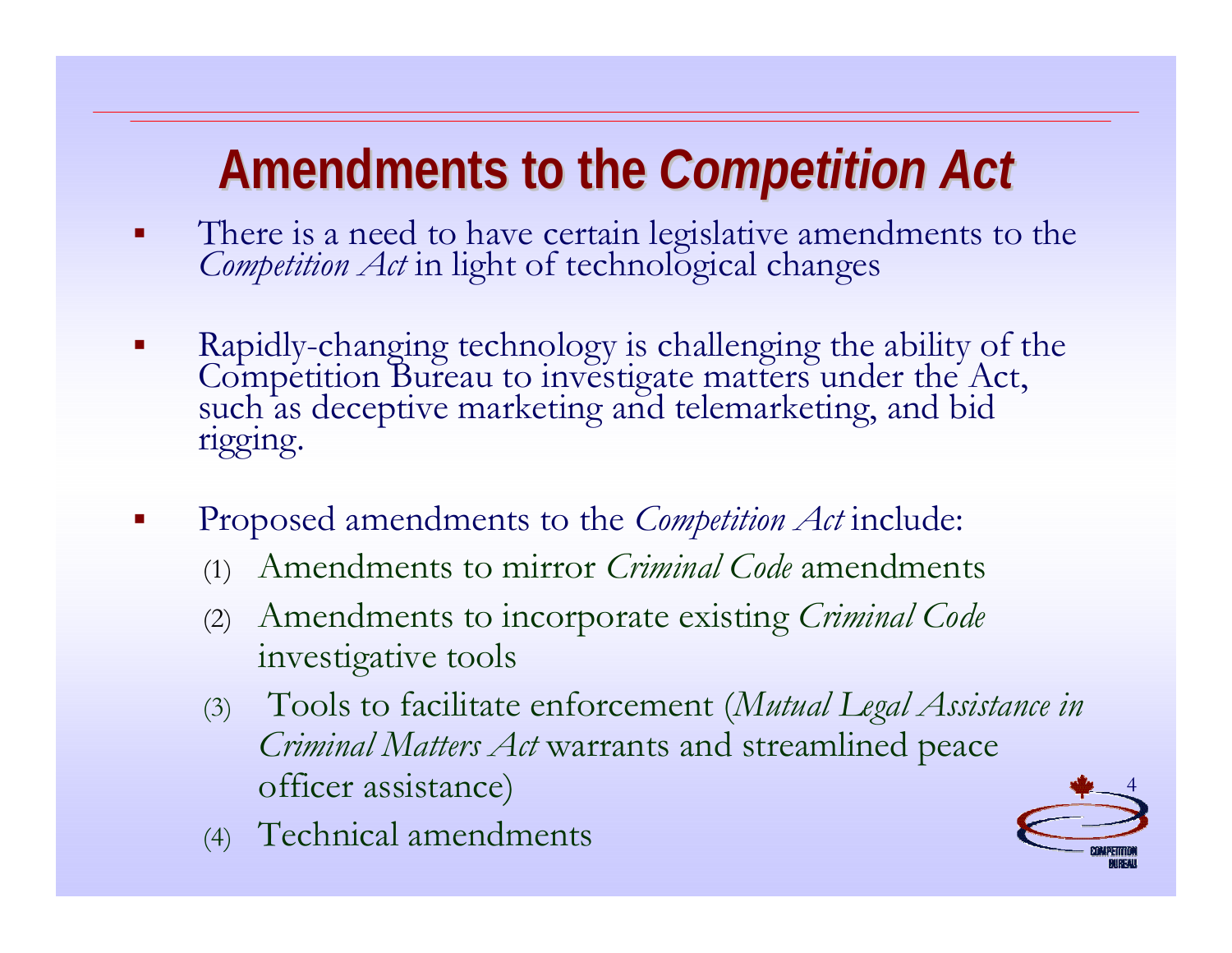# Amendments to the *Competition Act*

- There is a need to have certain legislative amendments to the *Competition Act* in light of technological changes

- Rapidly-changing technology is challenging the ability of the Competition Bureau to investigate matters under the Act, such as deceptive marketing and telemarketing, and bid rigging.

- Proposed amendments to the *Competition Act* include:
  1. Amendments to mirror *Criminal Code* amendments
  2. Amendments to incorporate existing *Criminal Code* investigative tools
  3. Tools to facilitate enforcement (*Mutual Legal Assistance in Criminal Matters Act* warrants and streamlined peace officer assistance)
  4. Technical amendments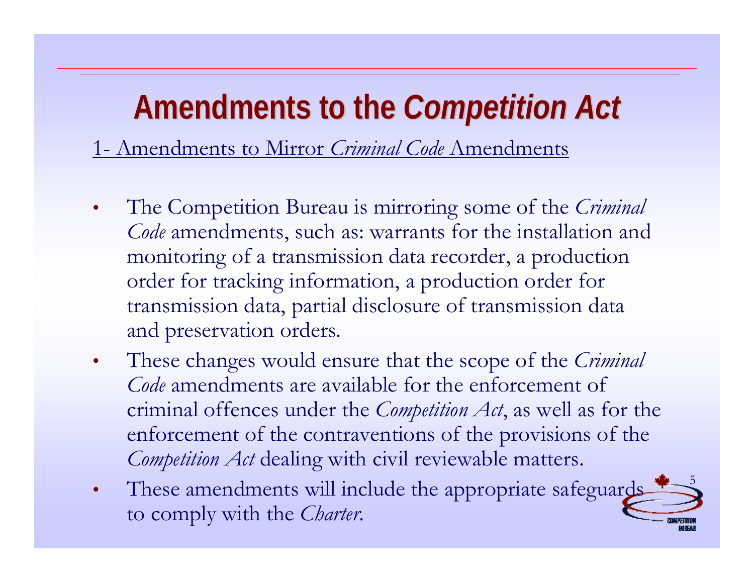# Amendments to the *Competition Act*

1- Amendments to Mirror *Criminal Code* Amendments

- The Competition Bureau is mirroring some of the *Criminal Code* amendments, such as: warrants for the installation and monitoring of a transmission data recorder, a production order for tracking information, a production order for transmission data, partial disclosure of transmission data and preservation orders.
- These changes would ensure that the scope of the *Criminal Code* amendments are available for the enforcement of criminal offences under the *Competition Act*, as well as for the enforcement of the contraventions of the provisions of the *Competition Act* dealing with civil reviewable matters.
- These amendments will include the appropriate safeguards to comply with the *Charter*.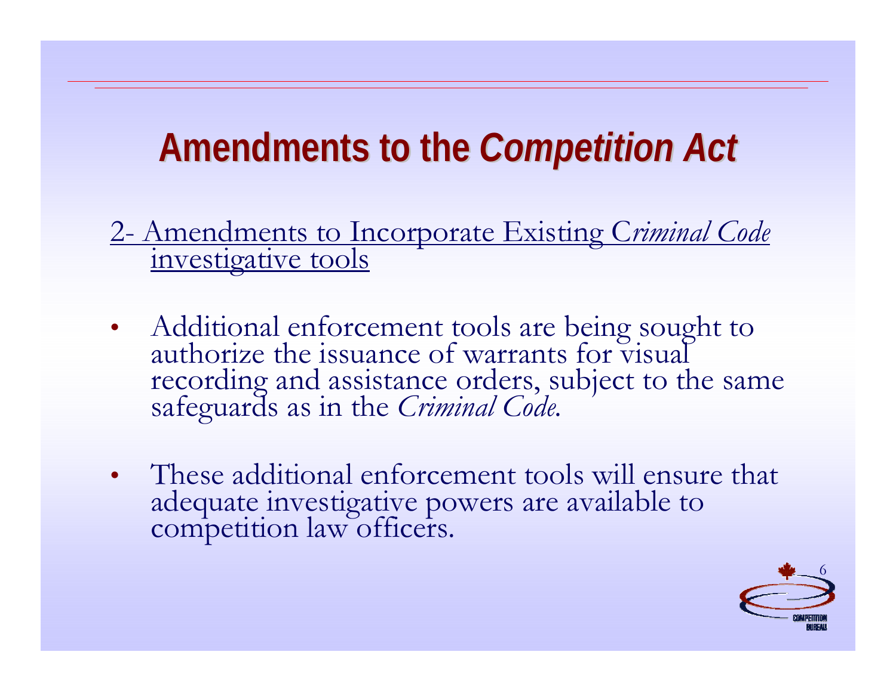# Amendments to the *Competition Act*

<u>2- Amendments to Incorporate Existing C*riminal Code* investigative tools</u>

- Additional enforcement tools are being sought to authorize the issuance of warrants for visual recording and assistance orders, subject to the same safeguards as in the *Criminal Code*.
- These additional enforcement tools will ensure that adequate investigative powers are available to competition law officers.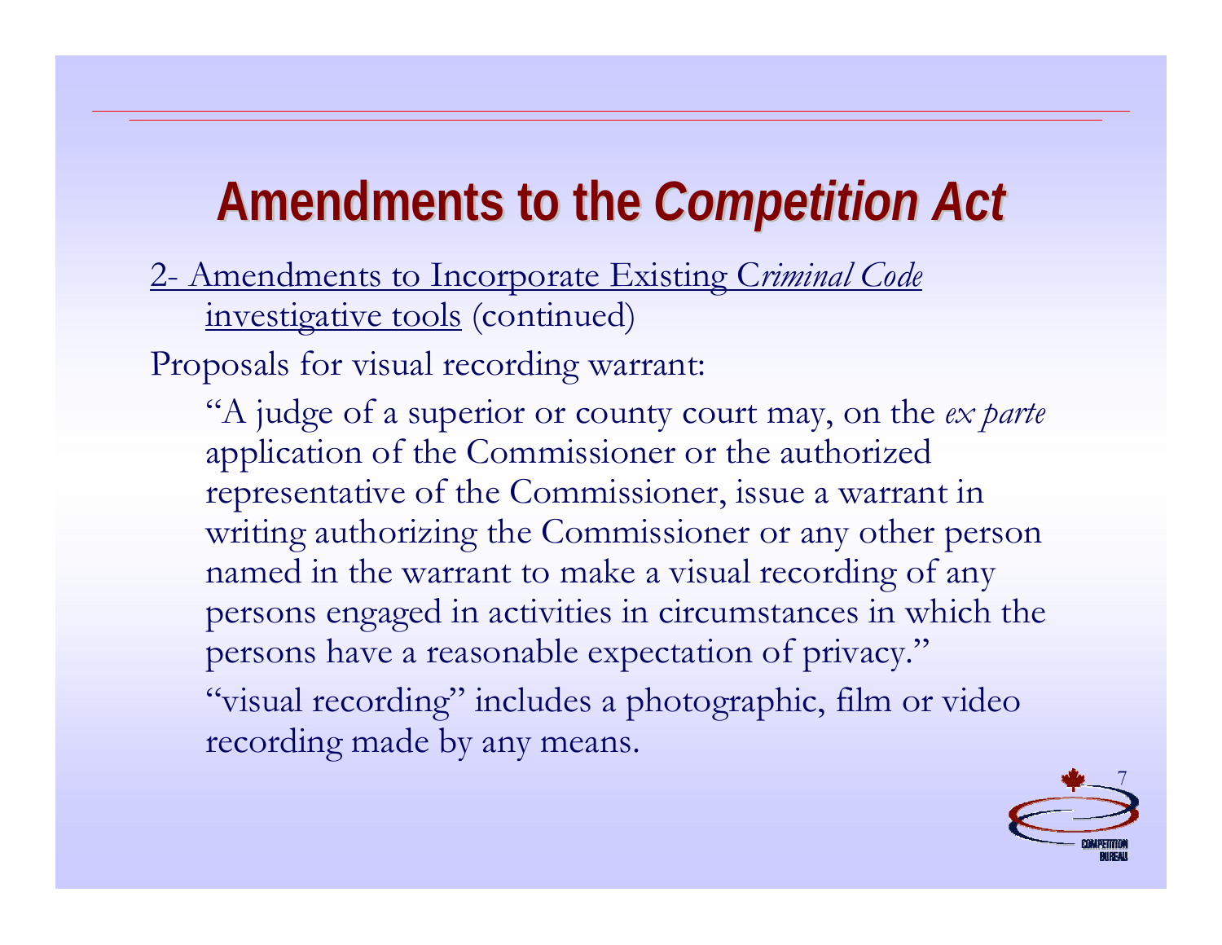# Amendments to the *Competition Act*

<u>2- Amendments to Incorporate Existing C*riminal Code* investigative tools</u> (continued)

Proposals for visual recording warrant:

> "A judge of a superior or county court may, on the *ex parte* application of the Commissioner or the authorized representative of the Commissioner, issue a warrant in writing authorizing the Commissioner or any other person named in the warrant to make a visual recording of any persons engaged in activities in circumstances in which the persons have a reasonable expectation of privacy."
>
> "visual recording" includes a photographic, film or video recording made by any means.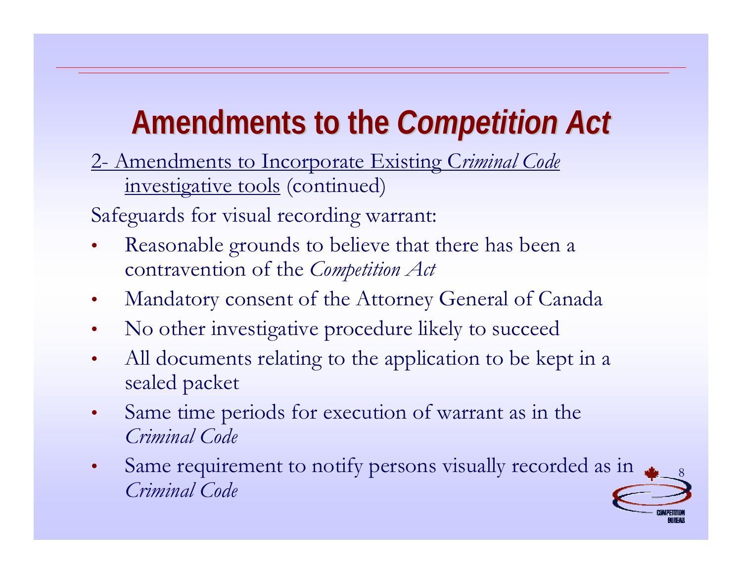# Amendments to the *Competition Act*

2- Amendments to Incorporate Existing C*riminal Code* investigative tools (continued)

Safeguards for visual recording warrant:

- Reasonable grounds to believe that there has been a contravention of the *Competition Act*
- Mandatory consent of the Attorney General of Canada
- No other investigative procedure likely to succeed
- All documents relating to the application to be kept in a sealed packet
- Same time periods for execution of warrant as in the *Criminal Code*
- Same requirement to notify persons visually recorded as in *Criminal Code*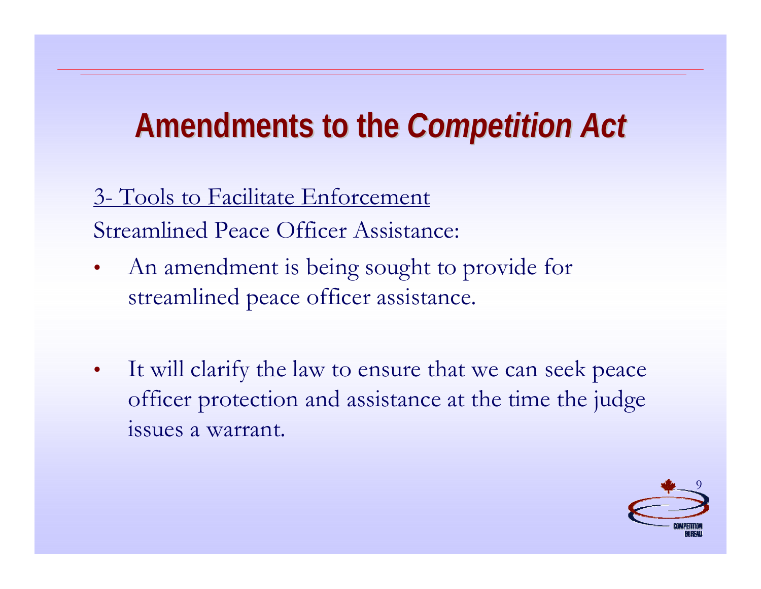# Amendments to the *Competition Act*

3- Tools to Facilitate Enforcement

Streamlined Peace Officer Assistance:

- An amendment is being sought to provide for streamlined peace officer assistance.
- It will clarify the law to ensure that we can seek peace officer protection and assistance at the time the judge issues a warrant.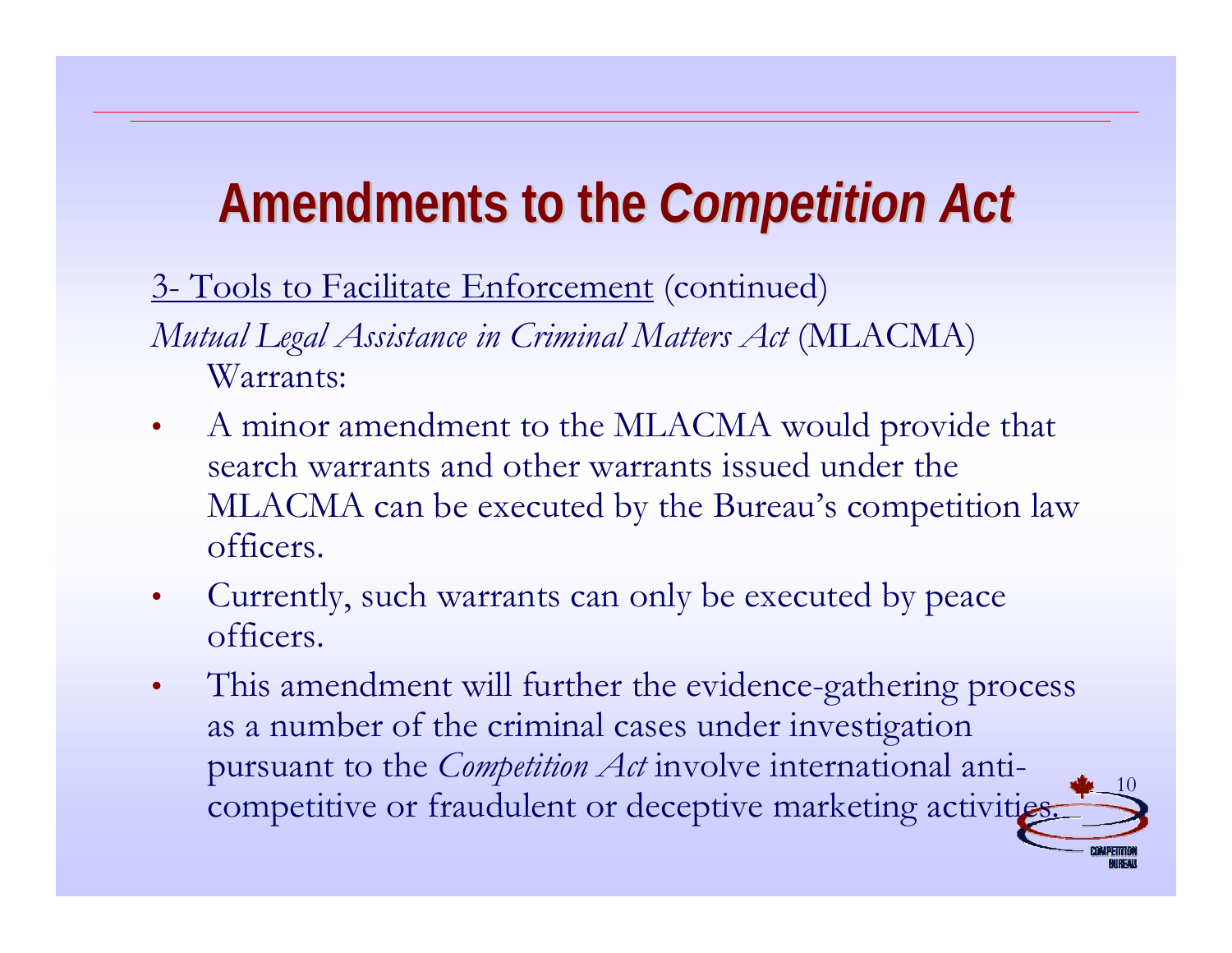# Amendments to the *Competition Act*

<u>3- Tools to Facilitate Enforcement</u> (continued)

*Mutual Legal Assistance in Criminal Matters Act* (MLACMA) Warrants:

- A minor amendment to the MLACMA would provide that search warrants and other warrants issued under the MLACMA can be executed by the Bureau's competition law officers.
- Currently, such warrants can only be executed by peace officers.
- This amendment will further the evidence-gathering process as a number of the criminal cases under investigation pursuant to the *Competition Act* involve international anti-competitive or fraudulent or deceptive marketing activities.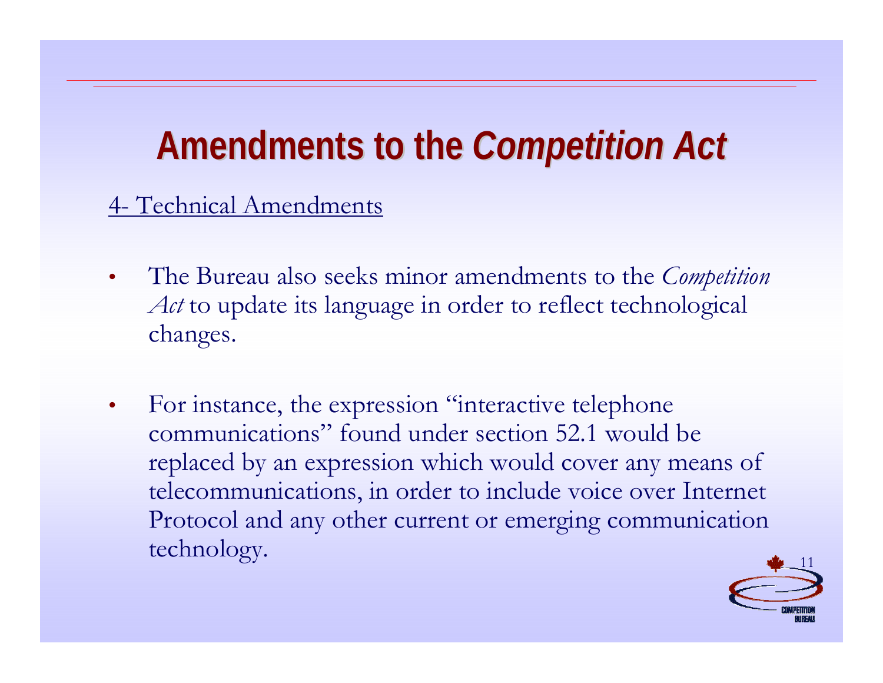# Amendments to the *Competition Act*

4- Technical Amendments

- The Bureau also seeks minor amendments to the *Competition Act* to update its language in order to reflect technological changes.

- For instance, the expression "interactive telephone communications" found under section 52.1 would be replaced by an expression which would cover any means of telecommunications, in order to include voice over Internet Protocol and any other current or emerging communication technology.